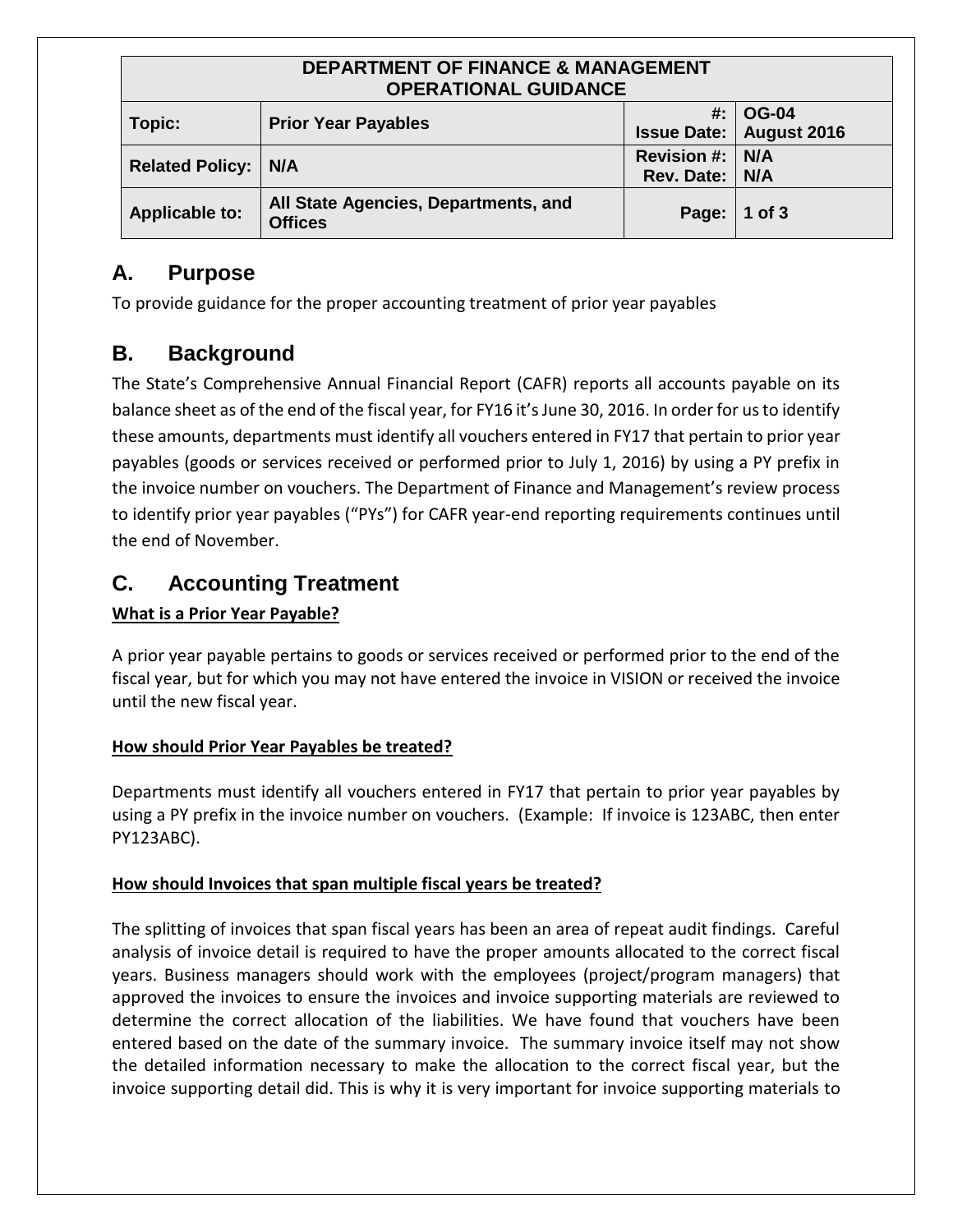| DEPARTMENT OF FINANCE & MANAGEMENT OPERATIONAL GUIDANCE | | | |
|---|---|---|---|
| **Topic:** | **Prior Year Payables** | **#:** **Issue Date:** | **OG-04** **August 2016** |
| **Related Policy:** | **N/A** | **Revision #:** **Rev. Date:** | **N/A** **N/A** |
| **Applicable to:** | **All State Agencies, Departments, and Offices** | **Page:** | **1 of 3** |

## A. Purpose

To provide guidance for the proper accounting treatment of prior year payables

## B. Background

The State's Comprehensive Annual Financial Report (CAFR) reports all accounts payable on its balance sheet as of the end of the fiscal year, for FY16 it's June 30, 2016. In order for us to identify these amounts, departments must identify all vouchers entered in FY17 that pertain to prior year payables (goods or services received or performed prior to July 1, 2016) by using a PY prefix in the invoice number on vouchers. The Department of Finance and Management's review process to identify prior year payables ("PYs") for CAFR year-end reporting requirements continues until the end of November.

## C. Accounting Treatment

**What is a Prior Year Payable?**

A prior year payable pertains to goods or services received or performed prior to the end of the fiscal year, but for which you may not have entered the invoice in VISION or received the invoice until the new fiscal year.

**How should Prior Year Payables be treated?**

Departments must identify all vouchers entered in FY17 that pertain to prior year payables by using a PY prefix in the invoice number on vouchers. (Example: If invoice is 123ABC, then enter PY123ABC).

**How should Invoices that span multiple fiscal years be treated?**

The splitting of invoices that span fiscal years has been an area of repeat audit findings. Careful analysis of invoice detail is required to have the proper amounts allocated to the correct fiscal years. Business managers should work with the employees (project/program managers) that approved the invoices to ensure the invoices and invoice supporting materials are reviewed to determine the correct allocation of the liabilities. We have found that vouchers have been entered based on the date of the summary invoice. The summary invoice itself may not show the detailed information necessary to make the allocation to the correct fiscal year, but the invoice supporting detail did. This is why it is very important for invoice supporting materials to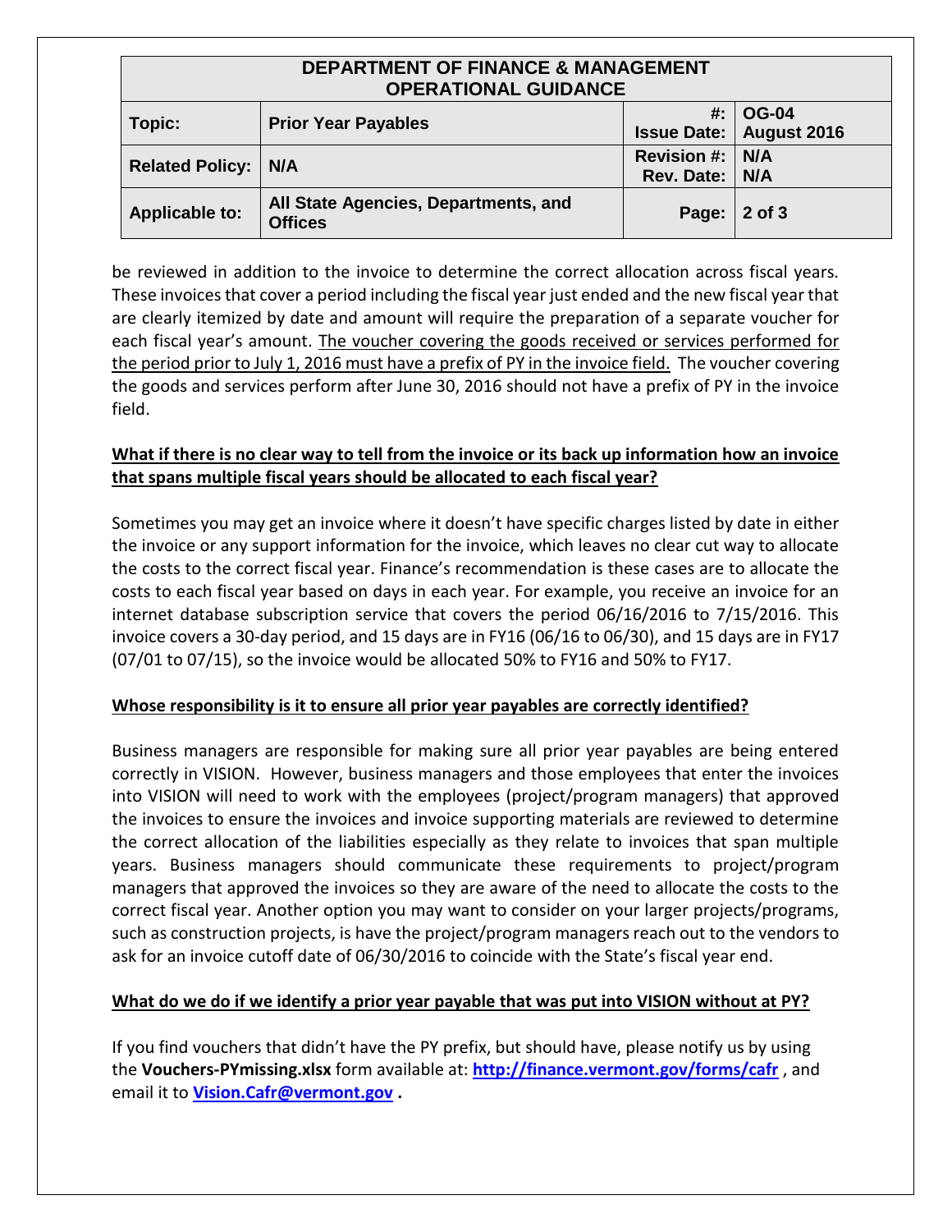| DEPARTMENT OF FINANCE & MANAGEMENT OPERATIONAL GUIDANCE | | | |
|---|---|---|---|
| **Topic:** | **Prior Year Payables** | **#:** **Issue Date:** | **OG-04** **August 2016** |
| **Related Policy:** | **N/A** | **Revision #:** **Rev. Date:** | **N/A** **N/A** |
| **Applicable to:** | **All State Agencies, Departments, and Offices** | **Page:** | **2 of 3** |

be reviewed in addition to the invoice to determine the correct allocation across fiscal years. These invoices that cover a period including the fiscal year just ended and the new fiscal year that are clearly itemized by date and amount will require the preparation of a separate voucher for each fiscal year's amount. <u>The voucher covering the goods received or services performed for the period prior to July 1, 2016 must have a prefix of PY in the invoice field.</u> The voucher covering the goods and services perform after June 30, 2016 should not have a prefix of PY in the invoice field.

**<u>What if there is no clear way to tell from the invoice or its back up information how an invoice that spans multiple fiscal years should be allocated to each fiscal year?</u>**

Sometimes you may get an invoice where it doesn't have specific charges listed by date in either the invoice or any support information for the invoice, which leaves no clear cut way to allocate the costs to the correct fiscal year. Finance's recommendation is these cases are to allocate the costs to each fiscal year based on days in each year. For example, you receive an invoice for an internet database subscription service that covers the period 06/16/2016 to 7/15/2016. This invoice covers a 30-day period, and 15 days are in FY16 (06/16 to 06/30), and 15 days are in FY17 (07/01 to 07/15), so the invoice would be allocated 50% to FY16 and 50% to FY17.

**<u>Whose responsibility is it to ensure all prior year payables are correctly identified?</u>**

Business managers are responsible for making sure all prior year payables are being entered correctly in VISION. However, business managers and those employees that enter the invoices into VISION will need to work with the employees (project/program managers) that approved the invoices to ensure the invoices and invoice supporting materials are reviewed to determine the correct allocation of the liabilities especially as they relate to invoices that span multiple years. Business managers should communicate these requirements to project/program managers that approved the invoices so they are aware of the need to allocate the costs to the correct fiscal year. Another option you may want to consider on your larger projects/programs, such as construction projects, is have the project/program managers reach out to the vendors to ask for an invoice cutoff date of 06/30/2016 to coincide with the State's fiscal year end.

**<u>What do we do if we identify a prior year payable that was put into VISION without at PY?</u>**

If you find vouchers that didn't have the PY prefix, but should have, please notify us by using the **Vouchers-PYmissing.xlsx** form available at: **[http://finance.vermont.gov/forms/cafr](http://finance.vermont.gov/forms/cafr)** , and email it to **[Vision.Cafr@vermont.gov](mailto:Vision.Cafr@vermont.gov) .**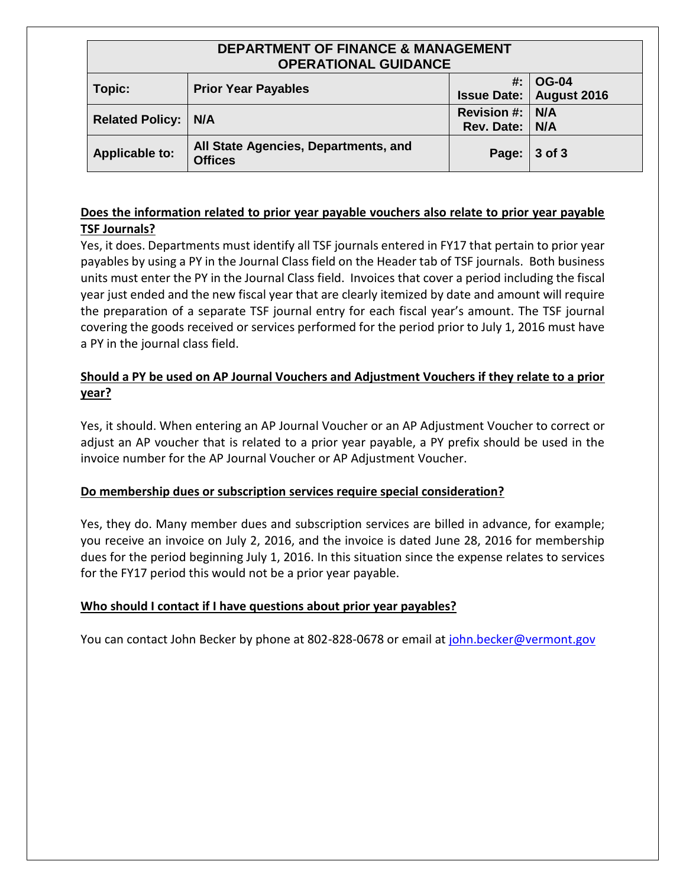**Does the information related to prior year payable vouchers also relate to prior year payable TSF Journals?**

Yes, it does. Departments must identify all TSF journals entered in FY17 that pertain to prior year payables by using a PY in the Journal Class field on the Header tab of TSF journals. Both business units must enter the PY in the Journal Class field. Invoices that cover a period including the fiscal year just ended and the new fiscal year that are clearly itemized by date and amount will require the preparation of a separate TSF journal entry for each fiscal year's amount. The TSF journal covering the goods received or services performed for the period prior to July 1, 2016 must have a PY in the journal class field.

**Should a PY be used on AP Journal Vouchers and Adjustment Vouchers if they relate to a prior year?**

Yes, it should. When entering an AP Journal Voucher or an AP Adjustment Voucher to correct or adjust an AP voucher that is related to a prior year payable, a PY prefix should be used in the invoice number for the AP Journal Voucher or AP Adjustment Voucher.

**Do membership dues or subscription services require special consideration?**

Yes, they do. Many member dues and subscription services are billed in advance, for example; you receive an invoice on July 2, 2016, and the invoice is dated June 28, 2016 for membership dues for the period beginning July 1, 2016. In this situation since the expense relates to services for the FY17 period this would not be a prior year payable.

**Who should I contact if I have questions about prior year payables?**

You can contact John Becker by phone at 802-828-0678 or email at john.becker@vermont.gov